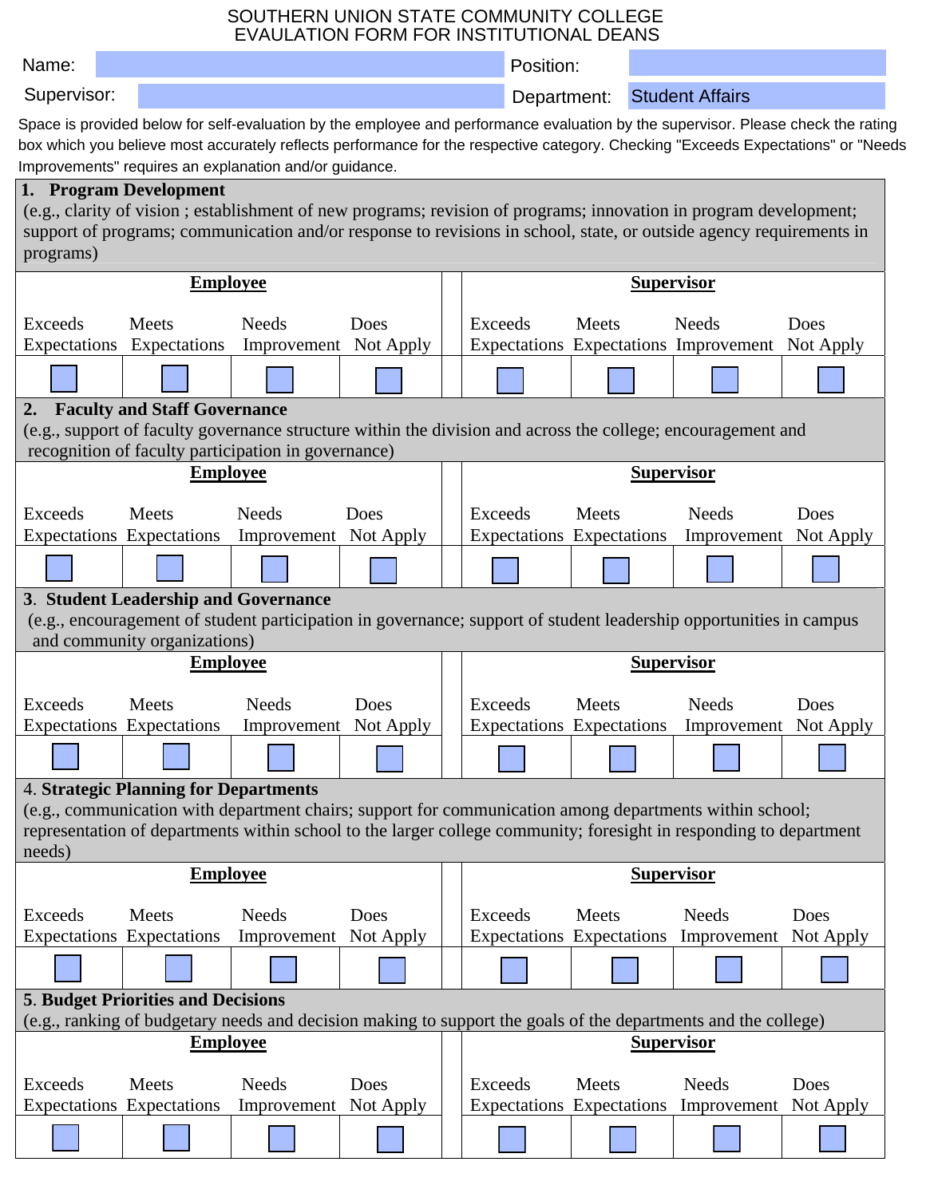# SOUTHERN UNION STATE COMMUNITY COLLEGE
## EVAULATION FORM FOR INSTITUTIONAL DEANS

| Name: | | Position: | |
|---|---|---|---|
| Supervisor: | | Department: | Student Affairs |

Space is provided below for self-evaluation by the employee and performance evaluation by the supervisor. Please check the rating box which you believe most accurately reflects performance for the respective category. Checking "Exceeds Expectations" or "Needs Improvements" requires an explanation and/or guidance.

**1. Program Development**
(e.g., clarity of vision ; establishment of new programs; revision of programs; innovation in program development; support of programs; communication and/or response to revisions in school, state, or outside agency requirements in programs)

| **Employee** | | | | | **Supervisor** | | | |
|---|---|---|---|---|---|---|---|---|
| Exceeds Expectations | Meets Expectations | Needs Improvement | Does Not Apply | | Exceeds Expectations | Meets Expectations | Needs Improvement | Does Not Apply |
| ☐ | ☐ | ☐ | ☐ | | ☐ | ☐ | ☐ | ☐ |

**2. Faculty and Staff Governance**
(e.g., support of faculty governance structure within the division and across the college; encouragement and recognition of faculty participation in governance)

| **Employee** | | | | | **Supervisor** | | | |
|---|---|---|---|---|---|---|---|---|
| Exceeds Expectations | Meets Expectations | Needs Improvement | Does Not Apply | | Exceeds Expectations | Meets Expectations | Needs Improvement | Does Not Apply |
| ☐ | ☐ | ☐ | ☐ | | ☐ | ☐ | ☐ | ☐ |

**3. Student Leadership and Governance**
(e.g., encouragement of student participation in governance; support of student leadership opportunities in campus and community organizations)

| **Employee** | | | | | **Supervisor** | | | |
|---|---|---|---|---|---|---|---|---|
| Exceeds Expectations | Meets Expectations | Needs Improvement | Does Not Apply | | Exceeds Expectations | Meets Expectations | Needs Improvement | Does Not Apply |
| ☐ | ☐ | ☐ | ☐ | | ☐ | ☐ | ☐ | ☐ |

4. **Strategic Planning for Departments**
(e.g., communication with department chairs; support for communication among departments within school; representation of departments within school to the larger college community; foresight in responding to department needs)

| **Employee** | | | | | **Supervisor** | | | |
|---|---|---|---|---|---|---|---|---|
| Exceeds Expectations | Meets Expectations | Needs Improvement | Does Not Apply | | Exceeds Expectations | Meets Expectations | Needs Improvement | Does Not Apply |
| ☐ | ☐ | ☐ | ☐ | | ☐ | ☐ | ☐ | ☐ |

5. **Budget Priorities and Decisions**
(e.g., ranking of budgetary needs and decision making to support the goals of the departments and the college)

| **Employee** | | | | | **Supervisor** | | | |
|---|---|---|---|---|---|---|---|---|
| Exceeds Expectations | Meets Expectations | Needs Improvement | Does Not Apply | | Exceeds Expectations | Meets Expectations | Needs Improvement | Does Not Apply |
| ☐ | ☐ | ☐ | ☐ | | ☐ | ☐ | ☐ | ☐ |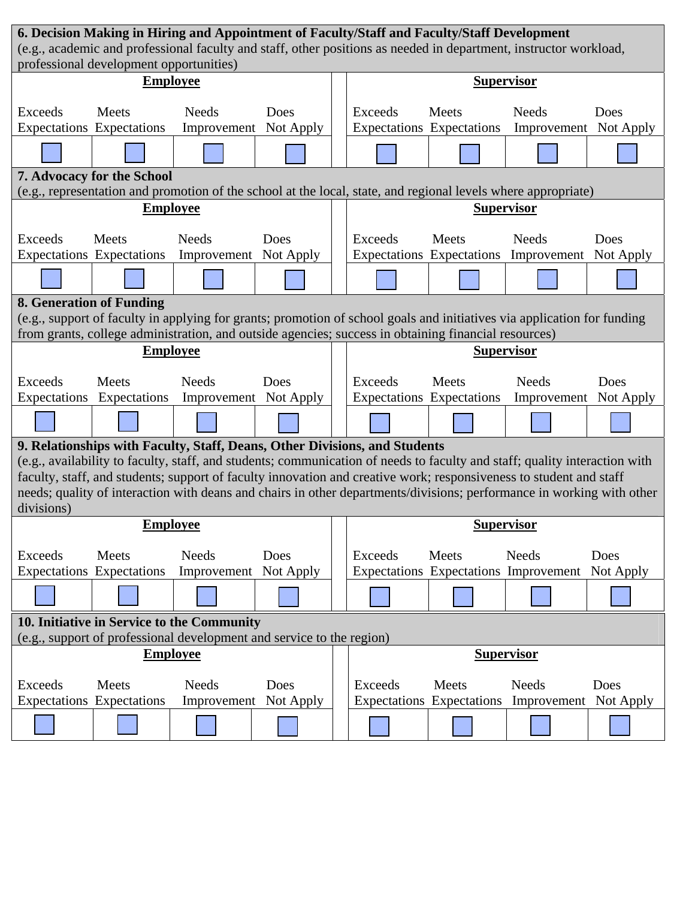**6. Decision Making in Hiring and Appointment of Faculty/Staff and Faculty/Staff Development**
(e.g., academic and professional faculty and staff, other positions as needed in department, instructor workload, professional development opportunities)

| **Employee** | | | | **Supervisor** | | | |
|---|---|---|---|---|---|---|---|
| Exceeds Expectations | Meets Expectations | Needs Improvement | Does Not Apply | Exceeds Expectations | Meets Expectations | Needs Improvement | Does Not Apply |
| ☐ | ☐ | ☐ | ☐ | ☐ | ☐ | ☐ | ☐ |

**7. Advocacy for the School**
(e.g., representation and promotion of the school at the local, state, and regional levels where appropriate)

| **Employee** | | | | **Supervisor** | | | |
|---|---|---|---|---|---|---|---|
| Exceeds Expectations | Meets Expectations | Needs Improvement | Does Not Apply | Exceeds Expectations | Meets Expectations | Needs Improvement | Does Not Apply |
| ☐ | ☐ | ☐ | ☐ | ☐ | ☐ | ☐ | ☐ |

**8. Generation of Funding**
(e.g., support of faculty in applying for grants; promotion of school goals and initiatives via application for funding from grants, college administration, and outside agencies; success in obtaining financial resources)

| **Employee** | | | | **Supervisor** | | | |
|---|---|---|---|---|---|---|---|
| Exceeds Expectations | Meets Expectations | Needs Improvement | Does Not Apply | Exceeds Expectations | Meets Expectations | Needs Improvement | Does Not Apply |
| ☐ | ☐ | ☐ | ☐ | ☐ | ☐ | ☐ | ☐ |

**9. Relationships with Faculty, Staff, Deans, Other Divisions, and Students**
(e.g., availability to faculty, staff, and students; communication of needs to faculty and staff; quality interaction with faculty, staff, and students; support of faculty innovation and creative work; responsiveness to student and staff needs; quality of interaction with deans and chairs in other departments/divisions; performance in working with other divisions)

| **Employee** | | | | **Supervisor** | | | |
|---|---|---|---|---|---|---|---|
| Exceeds Expectations | Meets Expectations | Needs Improvement | Does Not Apply | Exceeds Expectations | Meets Expectations | Needs Improvement | Does Not Apply |
| ☐ | ☐ | ☐ | ☐ | ☐ | ☐ | ☐ | ☐ |

**10. Initiative in Service to the Community**
(e.g., support of professional development and service to the region)

| **Employee** | | | | **Supervisor** | | | |
|---|---|---|---|---|---|---|---|
| Exceeds Expectations | Meets Expectations | Needs Improvement | Does Not Apply | Exceeds Expectations | Meets Expectations | Needs Improvement | Does Not Apply |
| ☐ | ☐ | ☐ | ☐ | ☐ | ☐ | ☐ | ☐ |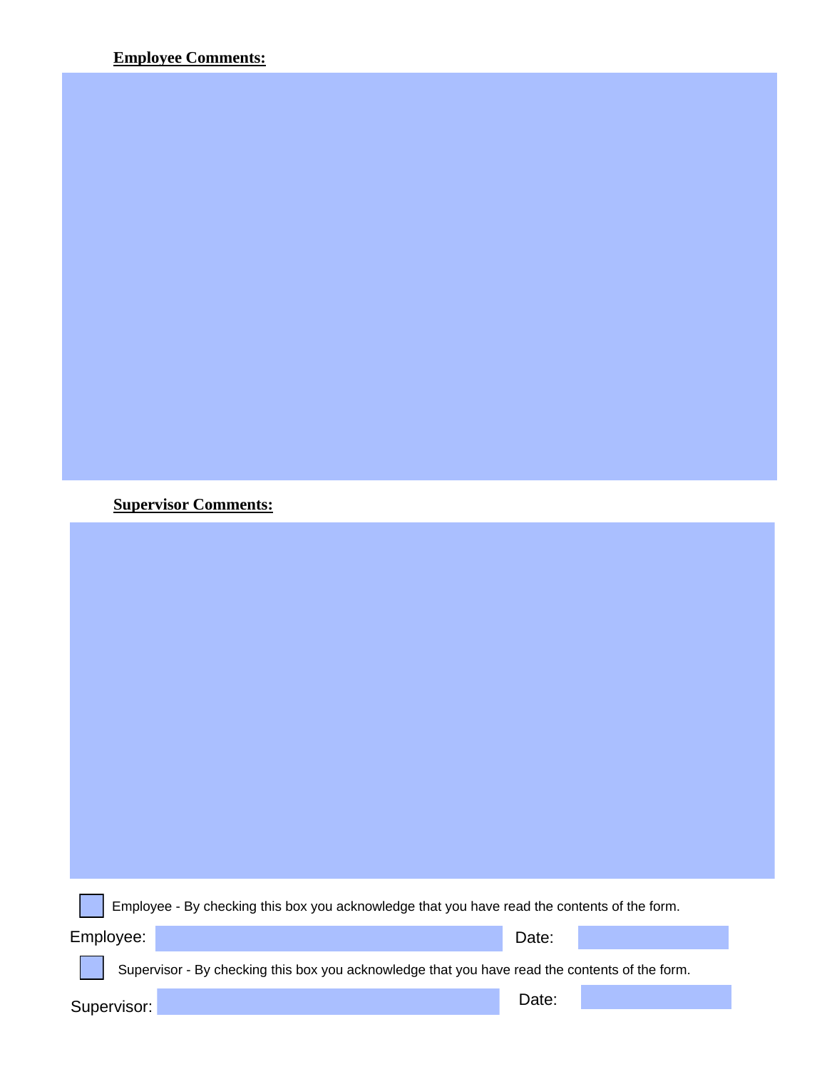**Employee Comments:**

**Supervisor Comments:**

☐ Employee - By checking this box you acknowledge that you have read the contents of the form.

Employee: Date:

☐ Supervisor - By checking this box you acknowledge that you have read the contents of the form.

Supervisor: Date: